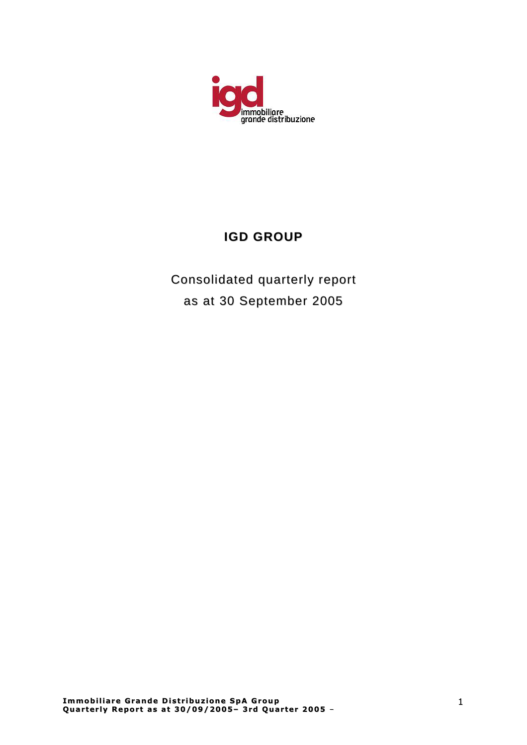# IGD GROUP

Consolidated quarterly report

as at 30 September 2005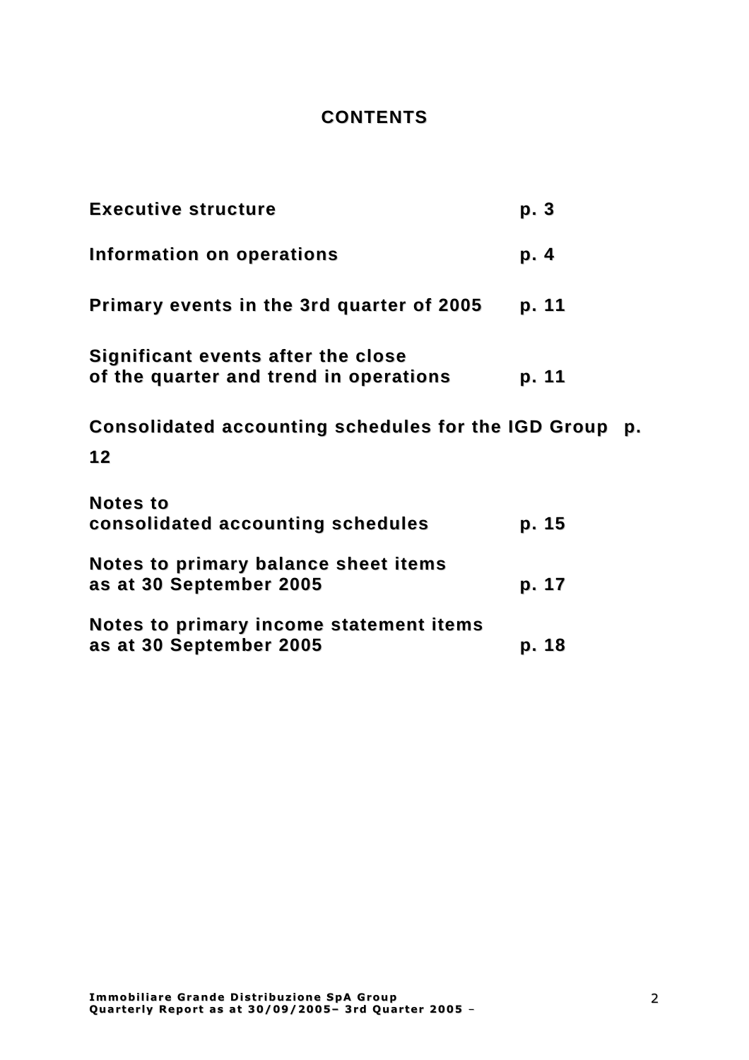# CONTENTS

**Executive structure** **p. 3**

**Information on operations** **p. 4**

**Primary events in the 3rd quarter of 2005** **p. 11**

**Significant events after the close of the quarter and trend in operations** **p. 11**

**Consolidated accounting schedules for the IGD Group** **p. 12**

**Notes to consolidated accounting schedules** **p. 15**

**Notes to primary balance sheet items as at 30 September 2005** **p. 17**

**Notes to primary income statement items as at 30 September 2005** **p. 18**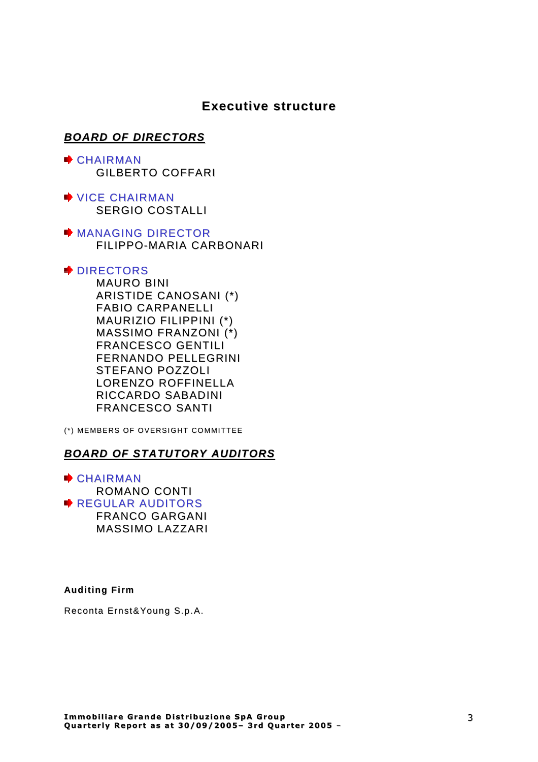# Executive structure

## ***BOARD OF DIRECTORS***

- CHAIRMAN
  GILBERTO COFFARI

- VICE CHAIRMAN
  SERGIO COSTALLI

- MANAGING DIRECTOR
  FILIPPO-MARIA CARBONARI

- DIRECTORS
  MAURO BINI
  ARISTIDE CANOSANI (*)
  FABIO CARPANELLI
  MAURIZIO FILIPPINI (*)
  MASSIMO FRANZONI (*)
  FRANCESCO GENTILI
  FERNANDO PELLEGRINI
  STEFANO POZZOLI
  LORENZO ROFFINELLA
  RICCARDO SABADINI
  FRANCESCO SANTI

(*) MEMBERS OF OVERSIGHT COMMITTEE

## ***BOARD OF STATUTORY AUDITORS***

- CHAIRMAN
  ROMANO CONTI
- REGULAR AUDITORS
  FRANCO GARGANI
  MASSIMO LAZZARI

**Auditing Firm**

Reconta Ernst&Young S.p.A.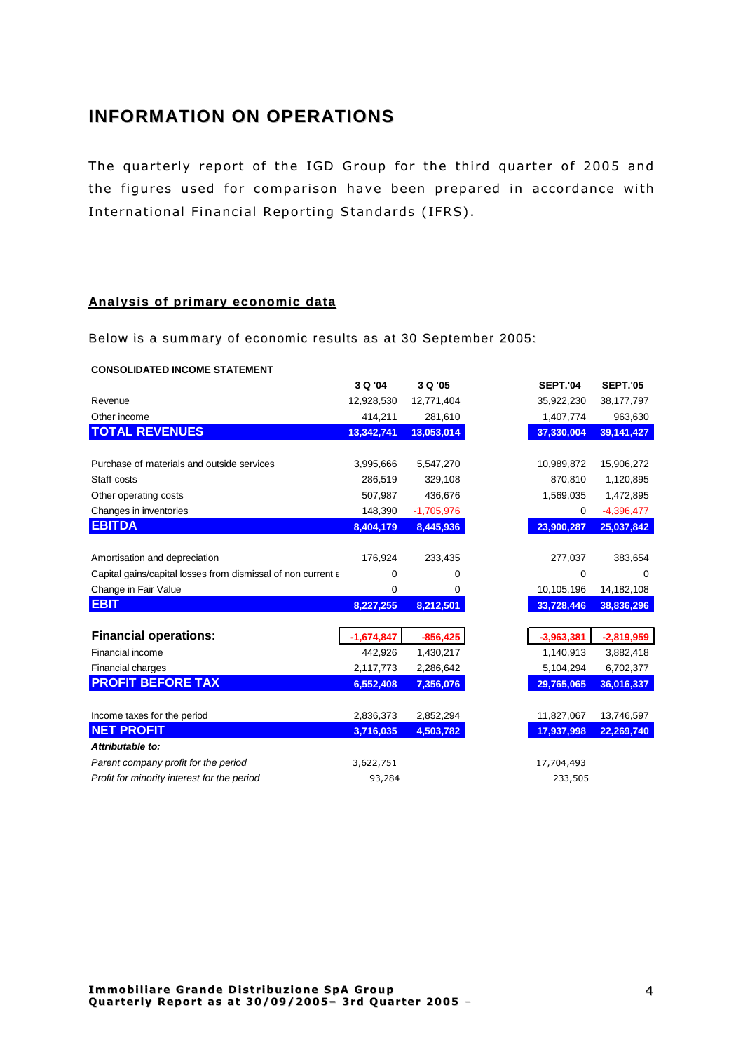# INFORMATION ON OPERATIONS

The quarterly report of the IGD Group for the third quarter of 2005 and the figures used for comparison have been prepared in accordance with International Financial Reporting Standards (IFRS).

## Analysis of primary economic data

Below is a summary of economic results as at 30 September 2005:

**CONSOLIDATED INCOME STATEMENT**

| | 3 Q '04 | 3 Q '05 | SEPT.'04 | SEPT.'05 |
|---|---|---|---|---|
| Revenue | 12,928,530 | 12,771,404 | 35,922,230 | 38,177,797 |
| Other income | 414,211 | 281,610 | 1,407,774 | 963,630 |
| **TOTAL REVENUES** | **13,342,741** | **13,053,014** | **37,330,004** | **39,141,427** |
| Purchase of materials and outside services | 3,995,666 | 5,547,270 | 10,989,872 | 15,906,272 |
| Staff costs | 286,519 | 329,108 | 870,810 | 1,120,895 |
| Other operating costs | 507,987 | 436,676 | 1,569,035 | 1,472,895 |
| Changes in inventories | 148,390 | -1,705,976 | 0 | -4,396,477 |
| **EBITDA** | **8,404,179** | **8,445,936** | **23,900,287** | **25,037,842** |
| Amortisation and depreciation | 176,924 | 233,435 | 277,037 | 383,654 |
| Capital gains/capital losses from dismissal of non current a | 0 | 0 | 0 | 0 |
| Change in Fair Value | 0 | 0 | 10,105,196 | 14,182,108 |
| **EBIT** | **8,227,255** | **8,212,501** | **33,728,446** | **38,836,296** |
| **Financial operations:** | **-1,674,847** | **-856,425** | **-3,963,381** | **-2,819,959** |
| Financial income | 442,926 | 1,430,217 | 1,140,913 | 3,882,418 |
| Financial charges | 2,117,773 | 2,286,642 | 5,104,294 | 6,702,377 |
| **PROFIT BEFORE TAX** | **6,552,408** | **7,356,076** | **29,765,065** | **36,016,337** |
| Income taxes for the period | 2,836,373 | 2,852,294 | 11,827,067 | 13,746,597 |
| **NET PROFIT** | **3,716,035** | **4,503,782** | **17,937,998** | **22,269,740** |
| ***Attributable to:*** | | | | |
| *Parent company profit for the period* | 3,622,751 | | 17,704,493 | |
| *Profit for minority interest for the period* | 93,284 | | 233,505 | |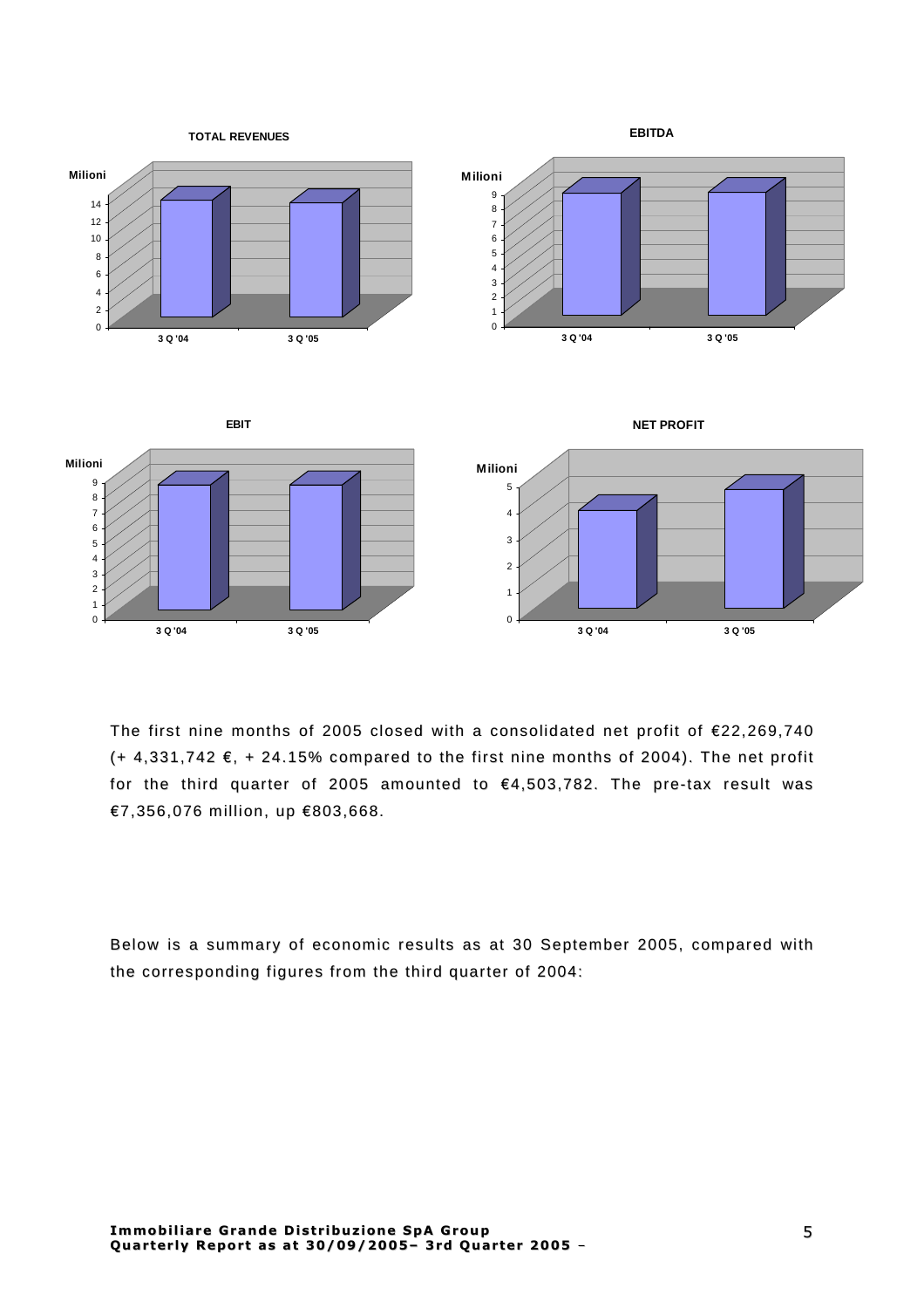TOTAL REVENUES

EBITDA

EBIT

NET PROFIT

The first nine months of 2005 closed with a consolidated net profit of €22,269,740 (+ 4,331,742 €, + 24.15% compared to the first nine months of 2004). The net profit for the third quarter of 2005 amounted to €4,503,782. The pre-tax result was €7,356,076 million, up €803,668.

Below is a summary of economic results as at 30 September 2005, compared with the corresponding figures from the third quarter of 2004: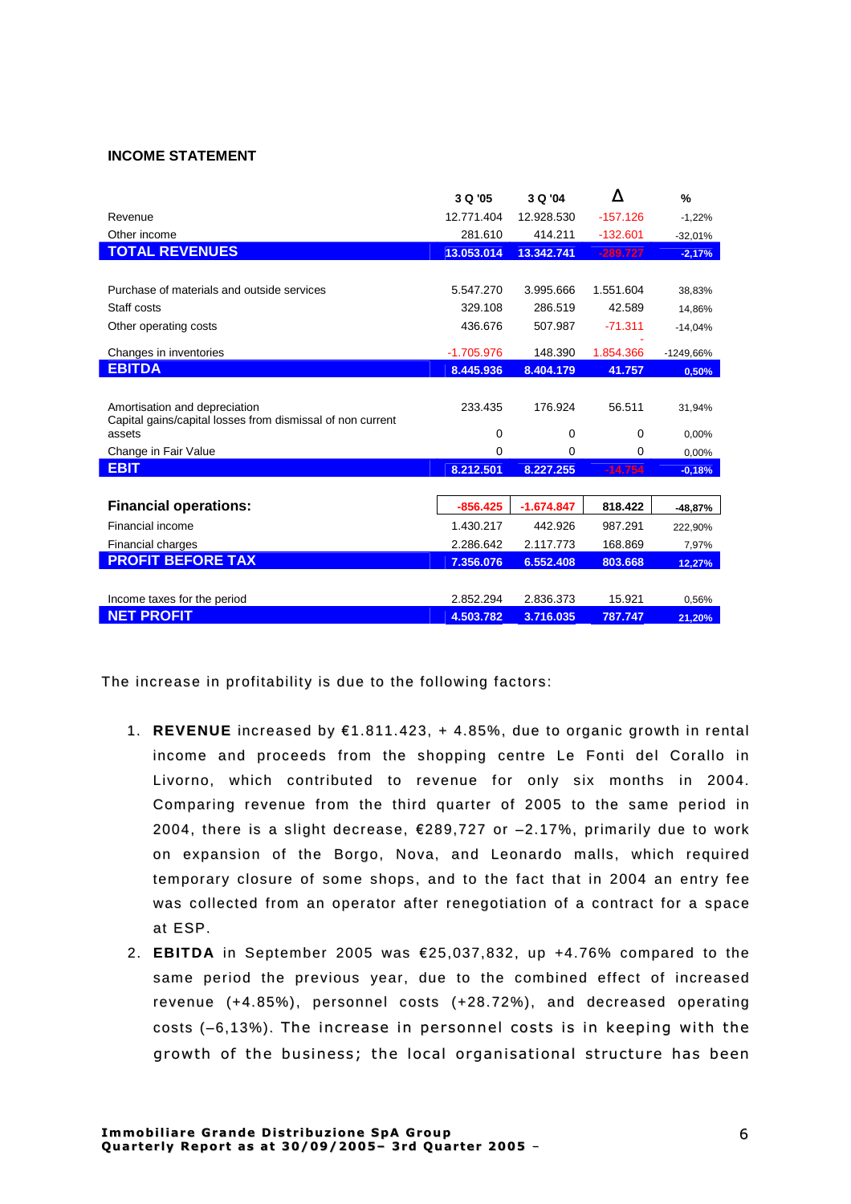**INCOME STATEMENT**

| | 3 Q '05 | 3 Q '04 | Δ | % |
|---|---|---|---|---|
| Revenue | 12.771.404 | 12.928.530 | -157.126 | -1,22% |
| Other income | 281.610 | 414.211 | -132.601 | -32,01% |
| **TOTAL REVENUES** | **13.053.014** | **13.342.741** | **-289.727** | **-2,17%** |
| | | | | |
| Purchase of materials and outside services | 5.547.270 | 3.995.666 | 1.551.604 | 38,83% |
| Staff costs | 329.108 | 286.519 | 42.589 | 14,86% |
| Other operating costs | 436.676 | 507.987 | -71.311 | -14,04% |
| Changes in inventories | -1.705.976 | 148.390 | -1.854.366 | -1249,66% |
| **EBITDA** | **8.445.936** | **8.404.179** | **41.757** | **0,50%** |
| | | | | |
| Amortisation and depreciation | 233.435 | 176.924 | 56.511 | 31,94% |
| Capital gains/capital losses from dismissal of non current assets | 0 | 0 | 0 | 0,00% |
| Change in Fair Value | 0 | 0 | 0 | 0,00% |
| **EBIT** | **8.212.501** | **8.227.255** | **-14.754** | **-0,18%** |
| | | | | |
| **Financial operations:** | **-856.425** | **-1.674.847** | **818.422** | **-48,87%** |
| Financial income | 1.430.217 | 442.926 | 987.291 | 222,90% |
| Financial charges | 2.286.642 | 2.117.773 | 168.869 | 7,97% |
| **PROFIT BEFORE TAX** | **7.356.076** | **6.552.408** | **803.668** | **12,27%** |
| | | | | |
| Income taxes for the period | 2.852.294 | 2.836.373 | 15.921 | 0,56% |
| **NET PROFIT** | **4.503.782** | **3.716.035** | **787.747** | **21,20%** |

The increase in profitability is due to the following factors:

1. **REVENUE** increased by €1.811.423, + 4.85%, due to organic growth in rental income and proceeds from the shopping centre Le Fonti del Corallo in Livorno, which contributed to revenue for only six months in 2004. Comparing revenue from the third quarter of 2005 to the same period in 2004, there is a slight decrease, €289,727 or –2.17%, primarily due to work on expansion of the Borgo, Nova, and Leonardo malls, which required temporary closure of some shops, and to the fact that in 2004 an entry fee was collected from an operator after renegotiation of a contract for a space at ESP.
2. **EBITDA** in September 2005 was €25,037,832, up +4.76% compared to the same period the previous year, due to the combined effect of increased revenue (+4.85%), personnel costs (+28.72%), and decreased operating costs (–6,13%). The increase in personnel costs is in keeping with the growth of the business; the local organisational structure has been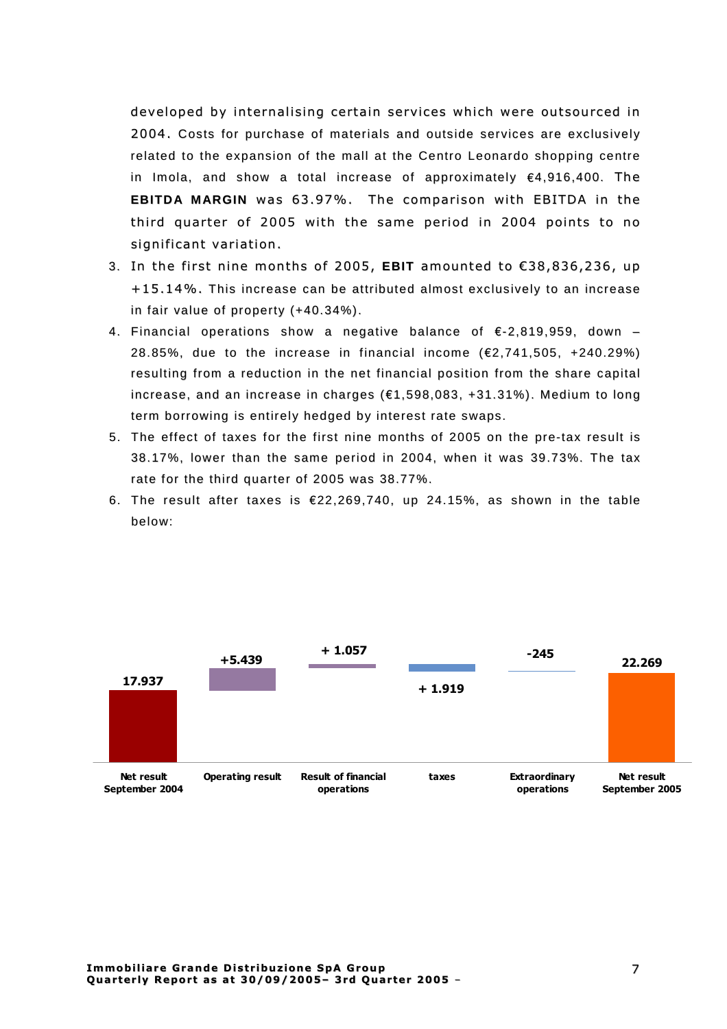developed by internalising certain services which were outsourced in 2004. Costs for purchase of materials and outside services are exclusively related to the expansion of the mall at the Centro Leonardo shopping centre in Imola, and show a total increase of approximately €4,916,400. The **EBITDA MARGIN** was 63.97%. The comparison with EBITDA in the third quarter of 2005 with the same period in 2004 points to no significant variation.

3. In the first nine months of 2005, **EBIT** amounted to €38,836,236, up +15.14%. This increase can be attributed almost exclusively to an increase in fair value of property (+40.34%).
4. Financial operations show a negative balance of €-2,819,959, down –28.85%, due to the increase in financial income (€2,741,505, +240.29%) resulting from a reduction in the net financial position from the share capital increase, and an increase in charges (€1,598,083, +31.31%). Medium to long term borrowing is entirely hedged by interest rate swaps.
5. The effect of taxes for the first nine months of 2005 on the pre-tax result is 38.17%, lower than the same period in 2004, when it was 39.73%. The tax rate for the third quarter of 2005 was 38.77%.
6. The result after taxes is €22,269,740, up 24.15%, as shown in the table below:

| Net result September 2004 | Operating result | Result of financial operations | taxes | Extraordinary operations | Net result September 2005 |
|---|---|---|---|---|---|
| 17.937 | +5.439 | + 1.057 | + 1.919 | -245 | 22.269 |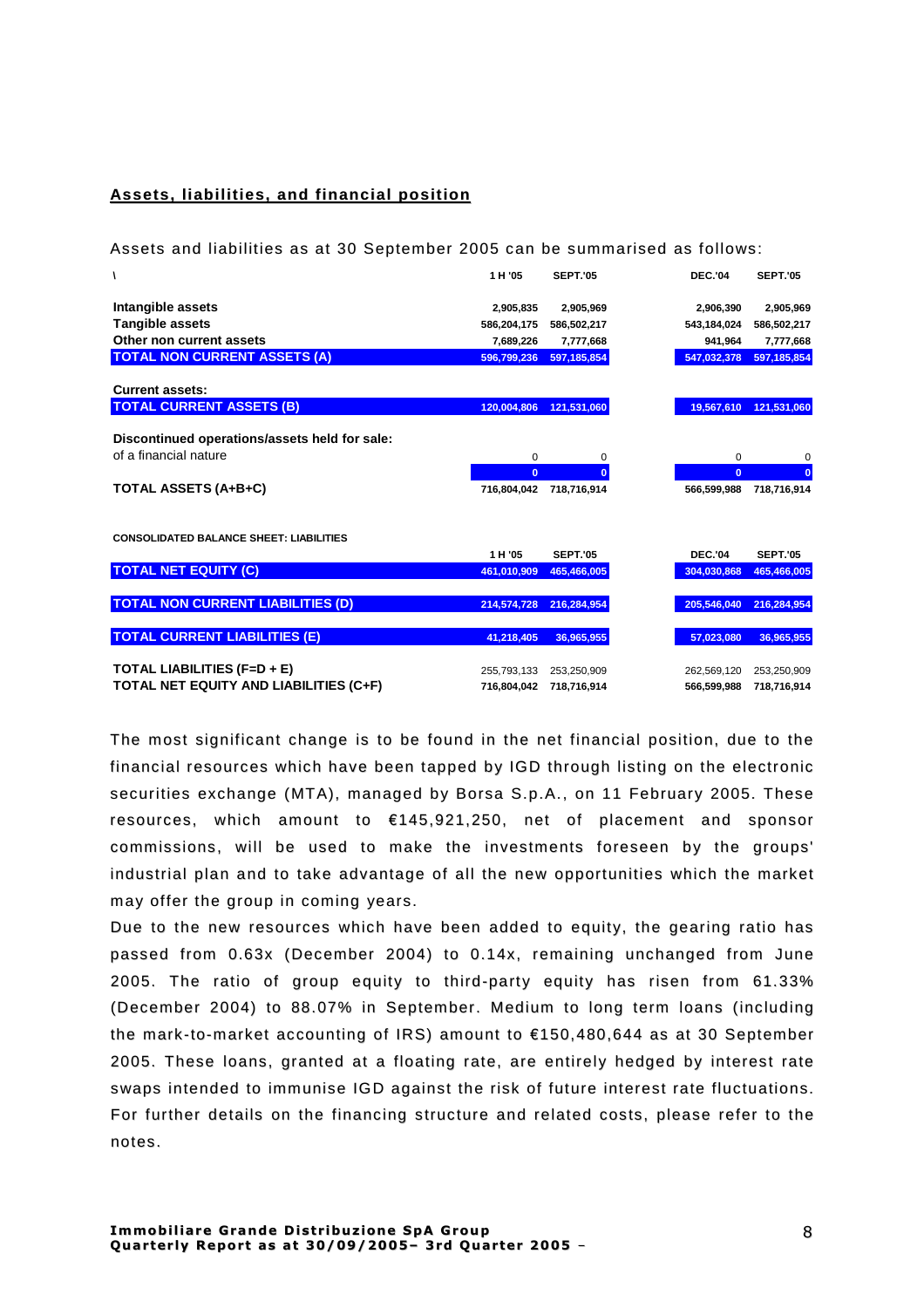## Assets, liabilities, and financial position

Assets and liabilities as at 30 September 2005 can be summarised as follows:

| \ | 1 H '05 | SEPT.'05 | DEC.'04 | SEPT.'05 |
|---|---|---|---|---|
| Intangible assets | 2,905,835 | 2,905,969 | 2,906,390 | 2,905,969 |
| Tangible assets | 586,204,175 | 586,502,217 | 543,184,024 | 586,502,217 |
| Other non current assets | 7,689,226 | 7,777,668 | 941,964 | 7,777,668 |
| TOTAL NON CURRENT ASSETS (A) | 596,799,236 | 597,185,854 | 547,032,378 | 597,185,854 |
| Current assets: | | | | |
| TOTAL CURRENT ASSETS (B) | 120,004,806 | 121,531,060 | 19,567,610 | 121,531,060 |
| Discontinued operations/assets held for sale: | | | | |
| of a financial nature | 0 | 0 | 0 | 0 |
| | 0 | 0 | 0 | 0 |
| TOTAL ASSETS (A+B+C) | 716,804,042 | 718,716,914 | 566,599,988 | 718,716,914 |

| CONSOLIDATED BALANCE SHEET: LIABILITIES | 1 H '05 | SEPT.'05 | DEC.'04 | SEPT.'05 |
|---|---|---|---|---|
| TOTAL NET EQUITY (C) | 461,010,909 | 465,466,005 | 304,030,868 | 465,466,005 |
| TOTAL NON CURRENT LIABILITIES (D) | 214,574,728 | 216,284,954 | 205,546,040 | 216,284,954 |
| TOTAL CURRENT LIABILITIES (E) | 41,218,405 | 36,965,955 | 57,023,080 | 36,965,955 |
| TOTAL LIABILITIES (F=D + E) | 255,793,133 | 253,250,909 | 262,569,120 | 253,250,909 |
| TOTAL NET EQUITY AND LIABILITIES (C+F) | 716,804,042 | 718,716,914 | 566,599,988 | 718,716,914 |

The most significant change is to be found in the net financial position, due to the financial resources which have been tapped by IGD through listing on the electronic securities exchange (MTA), managed by Borsa S.p.A., on 11 February 2005. These resources, which amount to €145,921,250, net of placement and sponsor commissions, will be used to make the investments foreseen by the groups' industrial plan and to take advantage of all the new opportunities which the market may offer the group in coming years.

Due to the new resources which have been added to equity, the gearing ratio has passed from 0.63x (December 2004) to 0.14x, remaining unchanged from June 2005. The ratio of group equity to third-party equity has risen from 61.33% (December 2004) to 88.07% in September. Medium to long term loans (including the mark-to-market accounting of IRS) amount to €150,480,644 as at 30 September 2005. These loans, granted at a floating rate, are entirely hedged by interest rate swaps intended to immunise IGD against the risk of future interest rate fluctuations. For further details on the financing structure and related costs, please refer to the notes.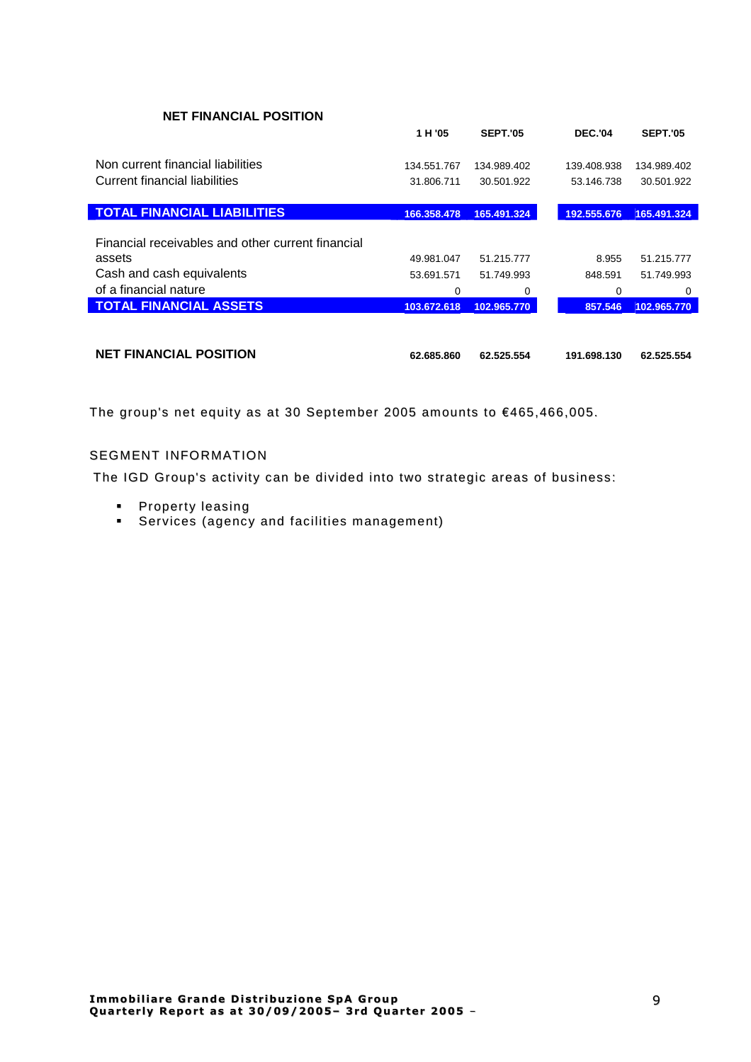## NET FINANCIAL POSITION

| | 1 H '05 | SEPT.'05 | DEC.'04 | SEPT.'05 |
|---|---|---|---|---|
| Non current financial liabilities | 134.551.767 | 134.989.402 | 139.408.938 | 134.989.402 |
| Current financial liabilities | 31.806.711 | 30.501.922 | 53.146.738 | 30.501.922 |
| **TOTAL FINANCIAL LIABILITIES** | **166.358.478** | **165.491.324** | **192.555.676** | **165.491.324** |
| Financial receivables and other current financial assets | 49.981.047 | 51.215.777 | 8.955 | 51.215.777 |
| Cash and cash equivalents | 53.691.571 | 51.749.993 | 848.591 | 51.749.993 |
| of a financial nature | 0 | 0 | 0 | 0 |
| **TOTAL FINANCIAL ASSETS** | **103.672.618** | **102.965.770** | **857.546** | **102.965.770** |
| **NET FINANCIAL POSITION** | **62.685.860** | **62.525.554** | **191.698.130** | **62.525.554** |

The group's net equity as at 30 September 2005 amounts to €465,466,005.

## SEGMENT INFORMATION

The IGD Group's activity can be divided into two strategic areas of business:

- Property leasing
- Services (agency and facilities management)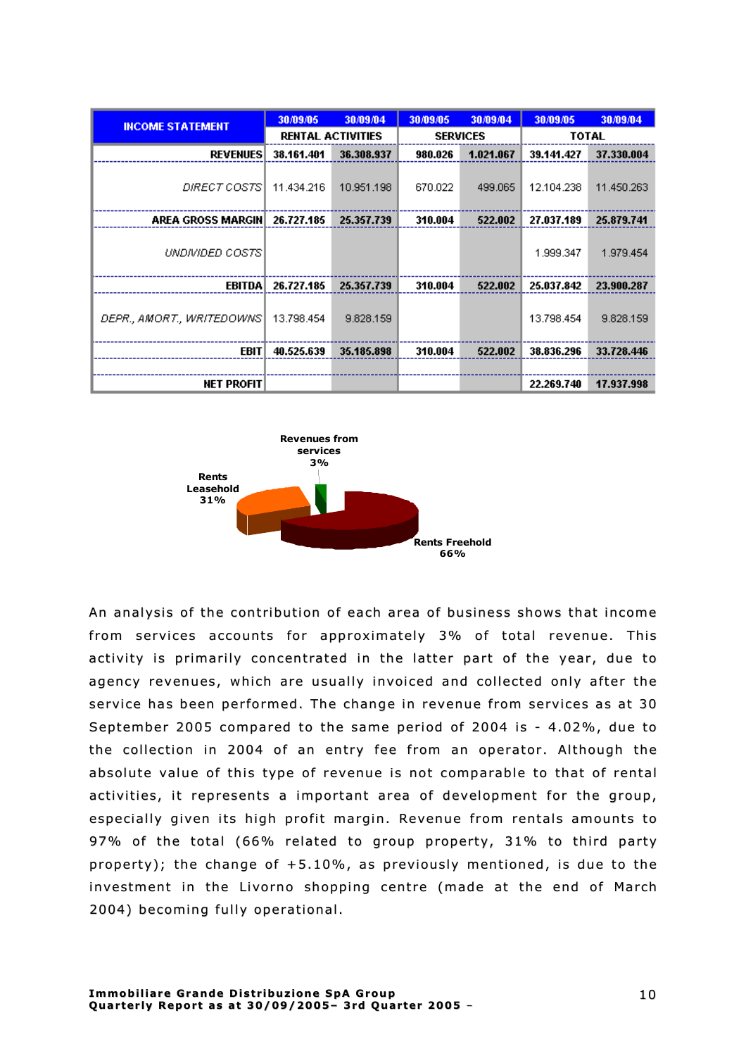| INCOME STATEMENT | 30/09/05 | 30/09/04 | 30/09/05 | 30/09/04 | 30/09/05 | 30/09/04 |
|---|---|---|---|---|---|---|
| | RENTAL ACTIVITIES | | SERVICES | | TOTAL | |
| REVENUES | 38.161.401 | 36.308.937 | 980.026 | 1.021.067 | 39.141.427 | 37.330.004 |
| *DIRECT COSTS* | 11.434.216 | 10.951.198 | 670.022 | 499.065 | 12.104.238 | 11.450.263 |
| AREA GROSS MARGIN | 26.727.185 | 25.357.739 | 310.004 | 522.002 | 27.037.189 | 25.879.741 |
| *UNDIVIDED COSTS* | | | | | 1.999.347 | 1.979.454 |
| EBITDA | 26.727.185 | 25.357.739 | 310.004 | 522.002 | 25.037.842 | 23.900.287 |
| *DEPR., AMORT., WRITEDOWNS* | 13.798.454 | 9.828.159 | | | 13.798.454 | 9.828.159 |
| EBIT | 40.525.639 | 35.185.898 | 310.004 | 522.002 | 38.836.296 | 33.728.446 |
| NET PROFIT | | | | | 22.269.740 | 17.937.998 |

Revenues from services 3%

Rents Leasehold 31%

Rents Freehold 66%

An analysis of the contribution of each area of business shows that income from services accounts for approximately 3% of total revenue. This activity is primarily concentrated in the latter part of the year, due to agency revenues, which are usually invoiced and collected only after the service has been performed. The change in revenue from services as at 30 September 2005 compared to the same period of 2004 is - 4.02%, due to the collection in 2004 of an entry fee from an operator. Although the absolute value of this type of revenue is not comparable to that of rental activities, it represents a important area of development for the group, especially given its high profit margin. Revenue from rentals amounts to 97% of the total (66% related to group property, 31% to third party property); the change of +5.10%, as previously mentioned, is due to the investment in the Livorno shopping centre (made at the end of March 2004) becoming fully operational.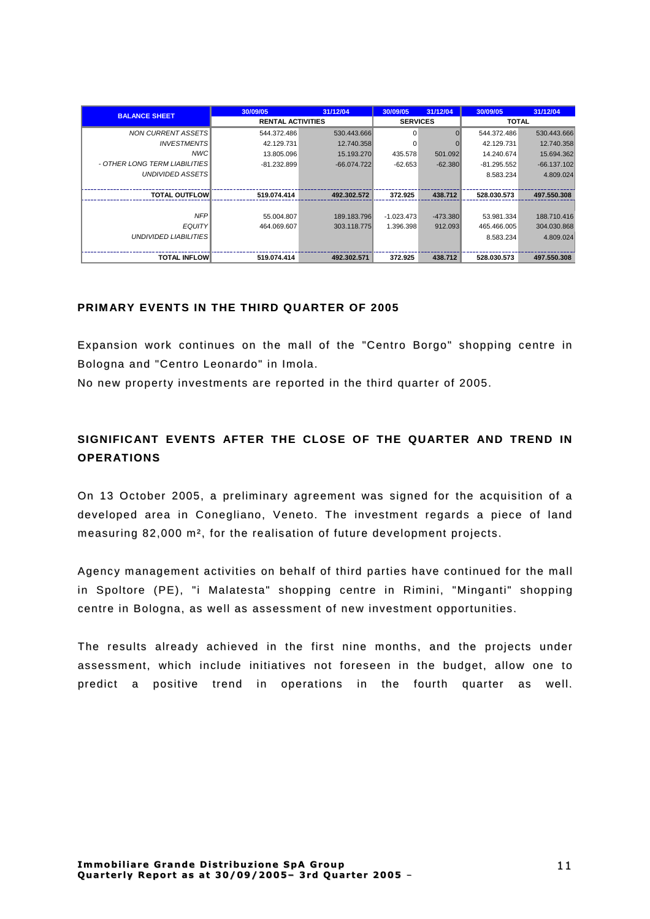| BALANCE SHEET | 30/09/05 | 31/12/04 | 30/09/05 | 31/12/04 | 30/09/05 | 31/12/04 |
|---|---|---|---|---|---|---|
| | RENTAL ACTIVITIES | | SERVICES | | TOTAL | |
| *NON CURRENT ASSETS* | 544.372.486 | 530.443.666 | 0 | 0 | 544.372.486 | 530.443.666 |
| *INVESTMENTS* | 42.129.731 | 12.740.358 | 0 | 0 | 42.129.731 | 12.740.358 |
| *NWC* | 13.805.096 | 15.193.270 | 435.578 | 501.092 | 14.240.674 | 15.694.362 |
| *- OTHER LONG TERM LIABILITIES* | -81.232.899 | -66.074.722 | -62.653 | -62.380 | -81.295.552 | -66.137.102 |
| *UNDIVIDED ASSETS* | | | | | 8.583.234 | 4.809.024 |
| **TOTAL OUTFLOW** | **519.074.414** | **492.302.572** | **372.925** | **438.712** | **528.030.573** | **497.550.308** |
| *NFP* | 55.004.807 | 189.183.796 | -1.023.473 | -473.380 | 53.981.334 | 188.710.416 |
| *EQUITY* | 464.069.607 | 303.118.775 | 1.396.398 | 912.093 | 465.466.005 | 304.030.868 |
| *UNDIVIDED LIABILITIES* | | | | | 8.583.234 | 4.809.024 |
| **TOTAL INFLOW** | **519.074.414** | **492.302.571** | **372.925** | **438.712** | **528.030.573** | **497.550.308** |

## PRIMARY EVENTS IN THE THIRD QUARTER OF 2005

Expansion work continues on the mall of the "Centro Borgo" shopping centre in Bologna and "Centro Leonardo" in Imola.

No new property investments are reported in the third quarter of 2005.

## SIGNIFICANT EVENTS AFTER THE CLOSE OF THE QUARTER AND TREND IN OPERATIONS

On 13 October 2005, a preliminary agreement was signed for the acquisition of a developed area in Conegliano, Veneto. The investment regards a piece of land measuring 82,000 m², for the realisation of future development projects.

Agency management activities on behalf of third parties have continued for the mall in Spoltore (PE), "i Malatesta" shopping centre in Rimini, "Minganti" shopping centre in Bologna, as well as assessment of new investment opportunities.

The results already achieved in the first nine months, and the projects under assessment, which include initiatives not foreseen in the budget, allow one to predict a positive trend in operations in the fourth quarter as well.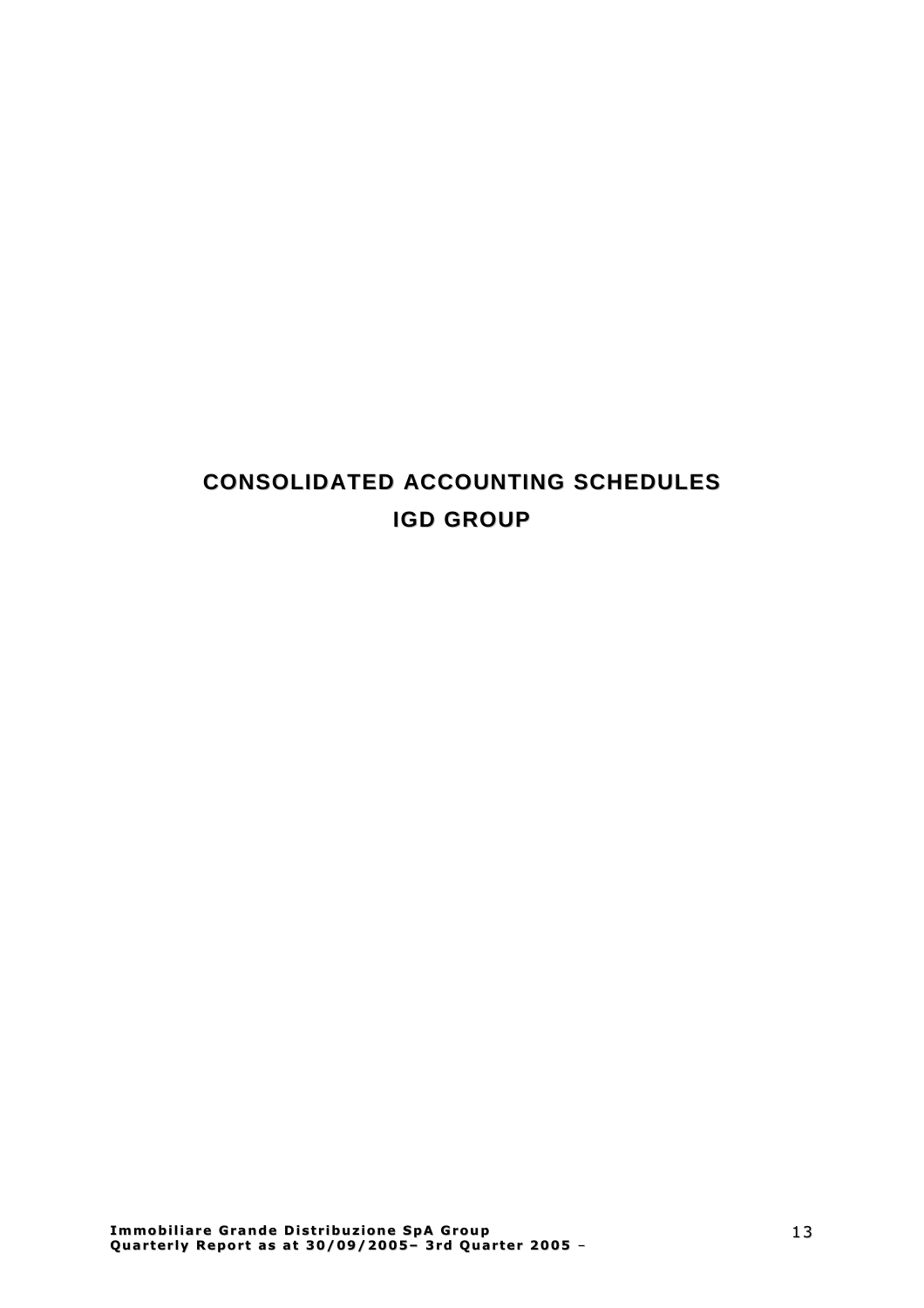# CONSOLIDATED ACCOUNTING SCHEDULES

# IGD GROUP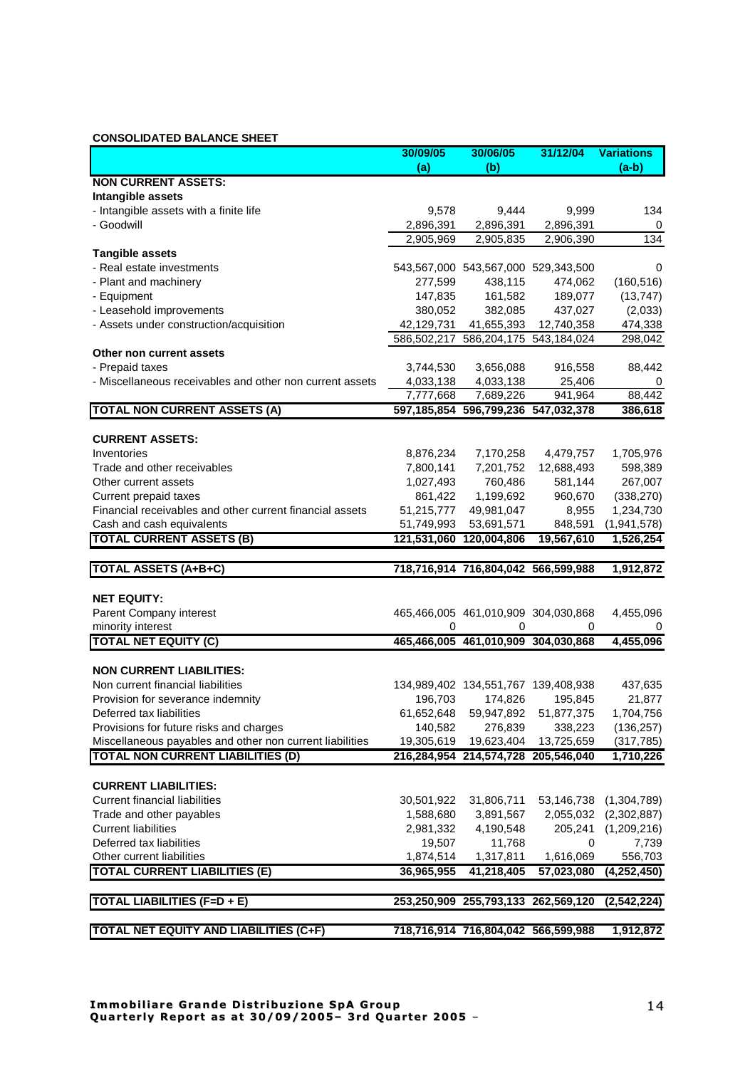**CONSOLIDATED BALANCE SHEET**

| | 30/09/05 (a) | 30/06/05 (b) | 31/12/04 | Variations (a-b) |
|---|---|---|---|---|
| **NON CURRENT ASSETS:** | | | | |
| **Intangible assets** | | | | |
| - Intangible assets with a finite life | 9,578 | 9,444 | 9,999 | 134 |
| - Goodwill | 2,896,391 | 2,896,391 | 2,896,391 | 0 |
| | 2,905,969 | 2,905,835 | 2,906,390 | 134 |
| **Tangible assets** | | | | |
| - Real estate investments | 543,567,000 | 543,567,000 | 529,343,500 | 0 |
| - Plant and machinery | 277,599 | 438,115 | 474,062 | (160,516) |
| - Equipment | 147,835 | 161,582 | 189,077 | (13,747) |
| - Leasehold improvements | 380,052 | 382,085 | 437,027 | (2,033) |
| - Assets under construction/acquisition | 42,129,731 | 41,655,393 | 12,740,358 | 474,338 |
| | 586,502,217 | 586,204,175 | 543,184,024 | 298,042 |
| **Other non current assets** | | | | |
| - Prepaid taxes | 3,744,530 | 3,656,088 | 916,558 | 88,442 |
| - Miscellaneous receivables and other non current assets | 4,033,138 | 4,033,138 | 25,406 | 0 |
| | 7,777,668 | 7,689,226 | 941,964 | 88,442 |
| **TOTAL NON CURRENT ASSETS (A)** | **597,185,854** | **596,799,236** | **547,032,378** | **386,618** |
| | | | | |
| **CURRENT ASSETS:** | | | | |
| Inventories | 8,876,234 | 7,170,258 | 4,479,757 | 1,705,976 |
| Trade and other receivables | 7,800,141 | 7,201,752 | 12,688,493 | 598,389 |
| Other current assets | 1,027,493 | 760,486 | 581,144 | 267,007 |
| Current prepaid taxes | 861,422 | 1,199,692 | 960,670 | (338,270) |
| Financial receivables and other current financial assets | 51,215,777 | 49,981,047 | 8,955 | 1,234,730 |
| Cash and cash equivalents | 51,749,993 | 53,691,571 | 848,591 | (1,941,578) |
| **TOTAL CURRENT ASSETS (B)** | **121,531,060** | **120,004,806** | **19,567,610** | **1,526,254** |
| | | | | |
| **TOTAL ASSETS (A+B+C)** | **718,716,914** | **716,804,042** | **566,599,988** | **1,912,872** |
| | | | | |
| **NET EQUITY:** | | | | |
| Parent Company interest | 465,466,005 | 461,010,909 | 304,030,868 | 4,455,096 |
| minority interest | 0 | 0 | 0 | 0 |
| **TOTAL NET EQUITY (C)** | **465,466,005** | **461,010,909** | **304,030,868** | **4,455,096** |
| | | | | |
| **NON CURRENT LIABILITIES:** | | | | |
| Non current financial liabilities | 134,989,402 | 134,551,767 | 139,408,938 | 437,635 |
| Provision for severance indemnity | 196,703 | 174,826 | 195,845 | 21,877 |
| Deferred tax liabilities | 61,652,648 | 59,947,892 | 51,877,375 | 1,704,756 |
| Provisions for future risks and charges | 140,582 | 276,839 | 338,223 | (136,257) |
| Miscellaneous payables and other non current liabilities | 19,305,619 | 19,623,404 | 13,725,659 | (317,785) |
| **TOTAL NON CURRENT LIABILITIES (D)** | **216,284,954** | **214,574,728** | **205,546,040** | **1,710,226** |
| | | | | |
| **CURRENT LIABILITIES:** | | | | |
| Current financial liabilities | 30,501,922 | 31,806,711 | 53,146,738 | (1,304,789) |
| Trade and other payables | 1,588,680 | 3,891,567 | 2,055,032 | (2,302,887) |
| Current liabilities | 2,981,332 | 4,190,548 | 205,241 | (1,209,216) |
| Deferred tax liabilities | 19,507 | 11,768 | 0 | 7,739 |
| Other current liabilities | 1,874,514 | 1,317,811 | 1,616,069 | 556,703 |
| **TOTAL CURRENT LIABILITIES (E)** | **36,965,955** | **41,218,405** | **57,023,080** | **(4,252,450)** |
| | | | | |
| **TOTAL LIABILITIES (F=D + E)** | **253,250,909** | **255,793,133** | **262,569,120** | **(2,542,224)** |
| | | | | |
| **TOTAL NET EQUITY AND LIABILITIES (C+F)** | **718,716,914** | **716,804,042** | **566,599,988** | **1,912,872** |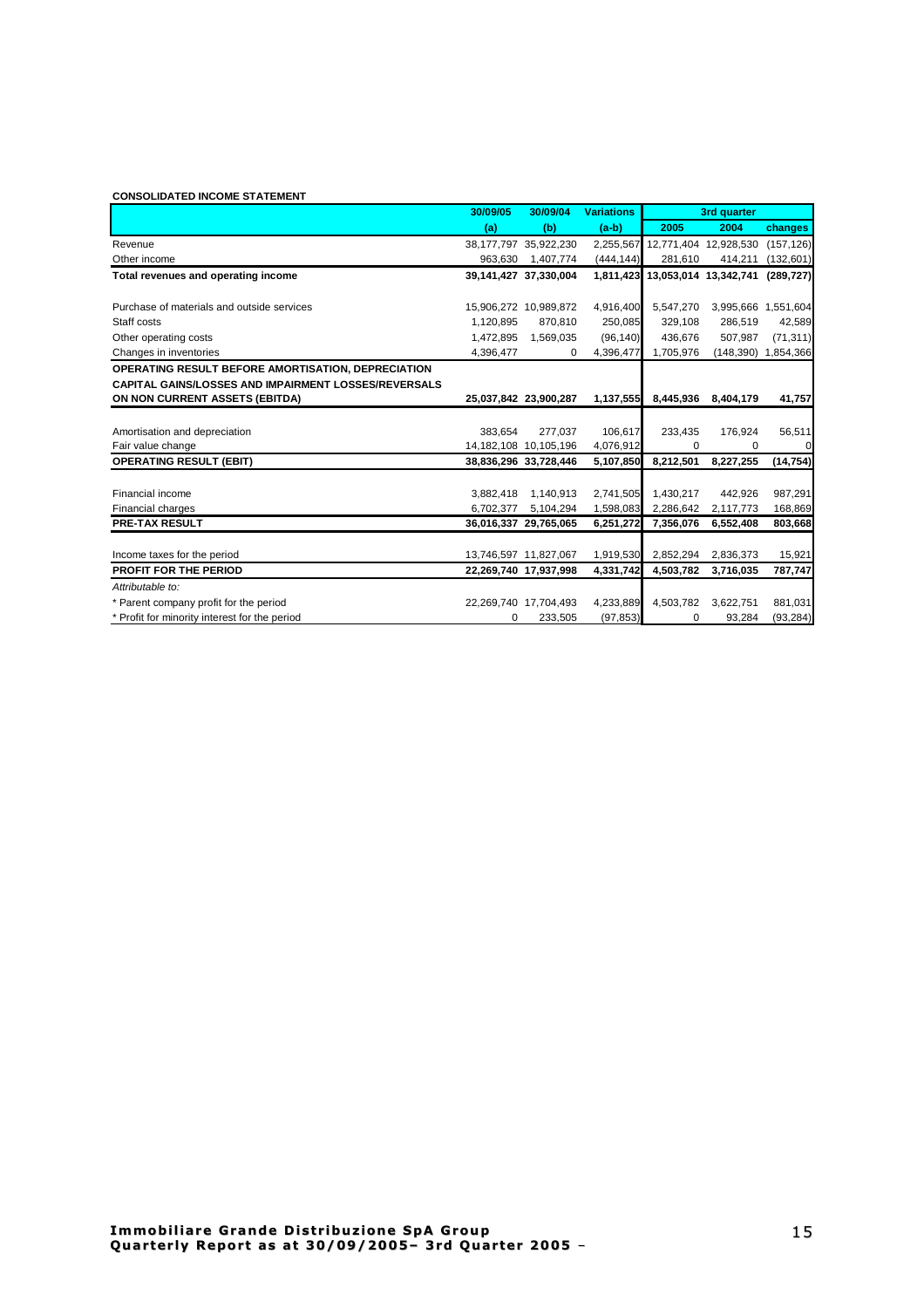**CONSOLIDATED INCOME STATEMENT**

| | 30/09/05 | 30/09/04 | Variations | 3rd quarter | | |
|---|---|---|---|---|---|---|
| | (a) | (b) | (a-b) | 2005 | 2004 | changes |
| Revenue | 38,177,797 | 35,922,230 | 2,255,567 | 12,771,404 | 12,928,530 | (157,126) |
| Other income | 963,630 | 1,407,774 | (444,144) | 281,610 | 414,211 | (132,601) |
| **Total revenues and operating income** | **39,141,427** | **37,330,004** | **1,811,423** | **13,053,014** | **13,342,741** | **(289,727)** |
| | | | | | | |
| Purchase of materials and outside services | 15,906,272 | 10,989,872 | 4,916,400 | 5,547,270 | 3,995,666 | 1,551,604 |
| Staff costs | 1,120,895 | 870,810 | 250,085 | 329,108 | 286,519 | 42,589 |
| Other operating costs | 1,472,895 | 1,569,035 | (96,140) | 436,676 | 507,987 | (71,311) |
| Changes in inventories | 4,396,477 | 0 | 4,396,477 | 1,705,976 | (148,390) | 1,854,366 |
| **OPERATING RESULT BEFORE AMORTISATION, DEPRECIATION CAPITAL GAINS/LOSSES AND IMPAIRMENT LOSSES/REVERSALS ON NON CURRENT ASSETS (EBITDA)** | **25,037,842** | **23,900,287** | **1,137,555** | **8,445,936** | **8,404,179** | **41,757** |
| | | | | | | |
| Amortisation and depreciation | 383,654 | 277,037 | 106,617 | 233,435 | 176,924 | 56,511 |
| Fair value change | 14,182,108 | 10,105,196 | 4,076,912 | 0 | 0 | 0 |
| **OPERATING RESULT (EBIT)** | **38,836,296** | **33,728,446** | **5,107,850** | **8,212,501** | **8,227,255** | **(14,754)** |
| | | | | | | |
| Financial income | 3,882,418 | 1,140,913 | 2,741,505 | 1,430,217 | 442,926 | 987,291 |
| Financial charges | 6,702,377 | 5,104,294 | 1,598,083 | 2,286,642 | 2,117,773 | 168,869 |
| **PRE-TAX RESULT** | **36,016,337** | **29,765,065** | **6,251,272** | **7,356,076** | **6,552,408** | **803,668** |
| | | | | | | |
| Income taxes for the period | 13,746,597 | 11,827,067 | 1,919,530 | 2,852,294 | 2,836,373 | 15,921 |
| **PROFIT FOR THE PERIOD** | **22,269,740** | **17,937,998** | **4,331,742** | **4,503,782** | **3,716,035** | **787,747** |
| *Attributable to:* | | | | | | |
| * Parent company profit for the period | 22,269,740 | 17,704,493 | 4,233,889 | 4,503,782 | 3,622,751 | 881,031 |
| * Profit for minority interest for the period | 0 | 233,505 | (97,853) | 0 | 93,284 | (93,284) |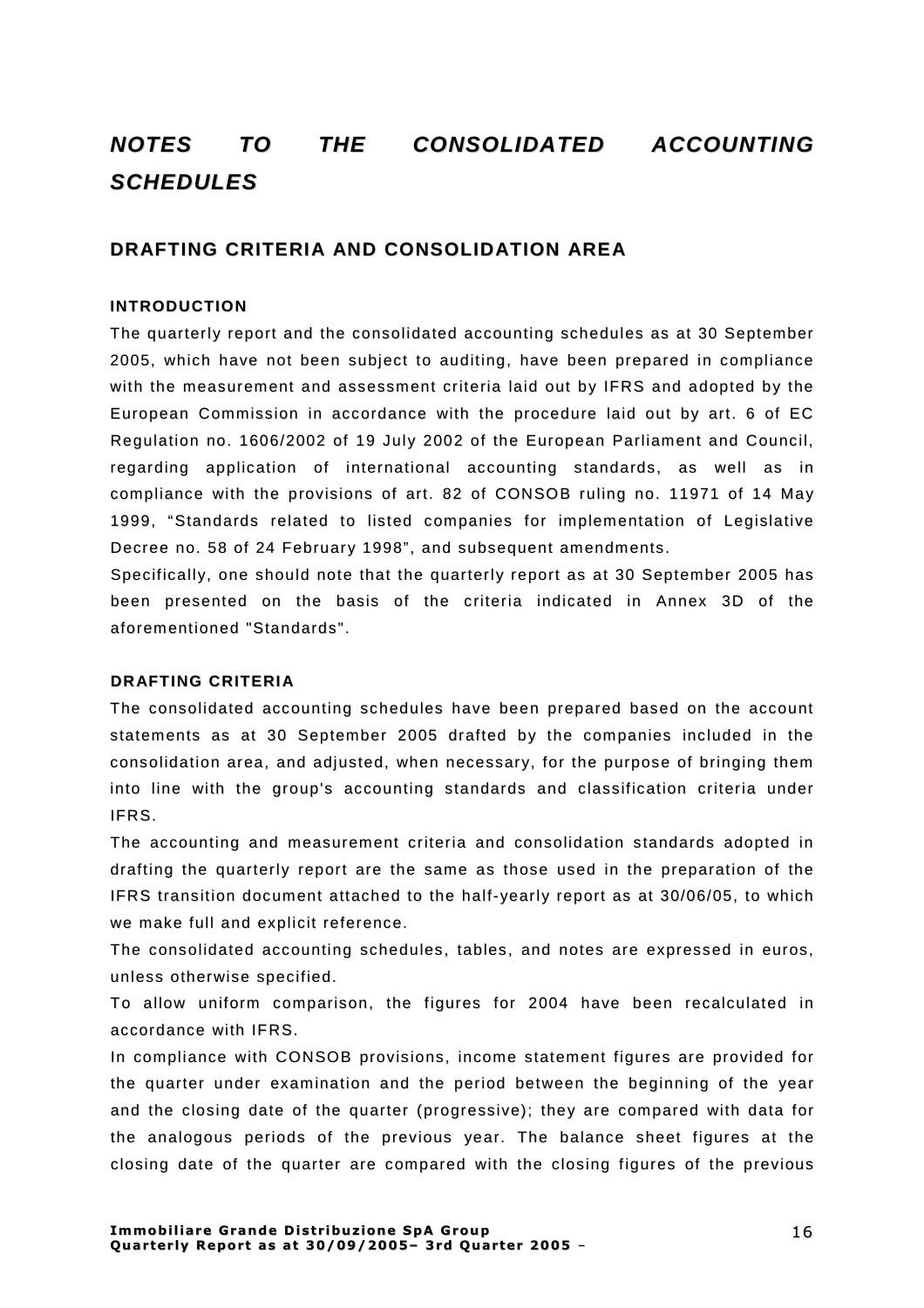# *NOTES TO THE CONSOLIDATED ACCOUNTING SCHEDULES*

## DRAFTING CRITERIA AND CONSOLIDATION AREA

### INTRODUCTION

The quarterly report and the consolidated accounting schedules as at 30 September 2005, which have not been subject to auditing, have been prepared in compliance with the measurement and assessment criteria laid out by IFRS and adopted by the European Commission in accordance with the procedure laid out by art. 6 of EC Regulation no. 1606/2002 of 19 July 2002 of the European Parliament and Council, regarding application of international accounting standards, as well as in compliance with the provisions of art. 82 of CONSOB ruling no. 11971 of 14 May 1999, "Standards related to listed companies for implementation of Legislative Decree no. 58 of 24 February 1998", and subsequent amendments.

Specifically, one should note that the quarterly report as at 30 September 2005 has been presented on the basis of the criteria indicated in Annex 3D of the aforementioned "Standards".

### DRAFTING CRITERIA

The consolidated accounting schedules have been prepared based on the account statements as at 30 September 2005 drafted by the companies included in the consolidation area, and adjusted, when necessary, for the purpose of bringing them into line with the group's accounting standards and classification criteria under IFRS.

The accounting and measurement criteria and consolidation standards adopted in drafting the quarterly report are the same as those used in the preparation of the IFRS transition document attached to the half-yearly report as at 30/06/05, to which we make full and explicit reference.

The consolidated accounting schedules, tables, and notes are expressed in euros, unless otherwise specified.

To allow uniform comparison, the figures for 2004 have been recalculated in accordance with IFRS.

In compliance with CONSOB provisions, income statement figures are provided for the quarter under examination and the period between the beginning of the year and the closing date of the quarter (progressive); they are compared with data for the analogous periods of the previous year. The balance sheet figures at the closing date of the quarter are compared with the closing figures of the previous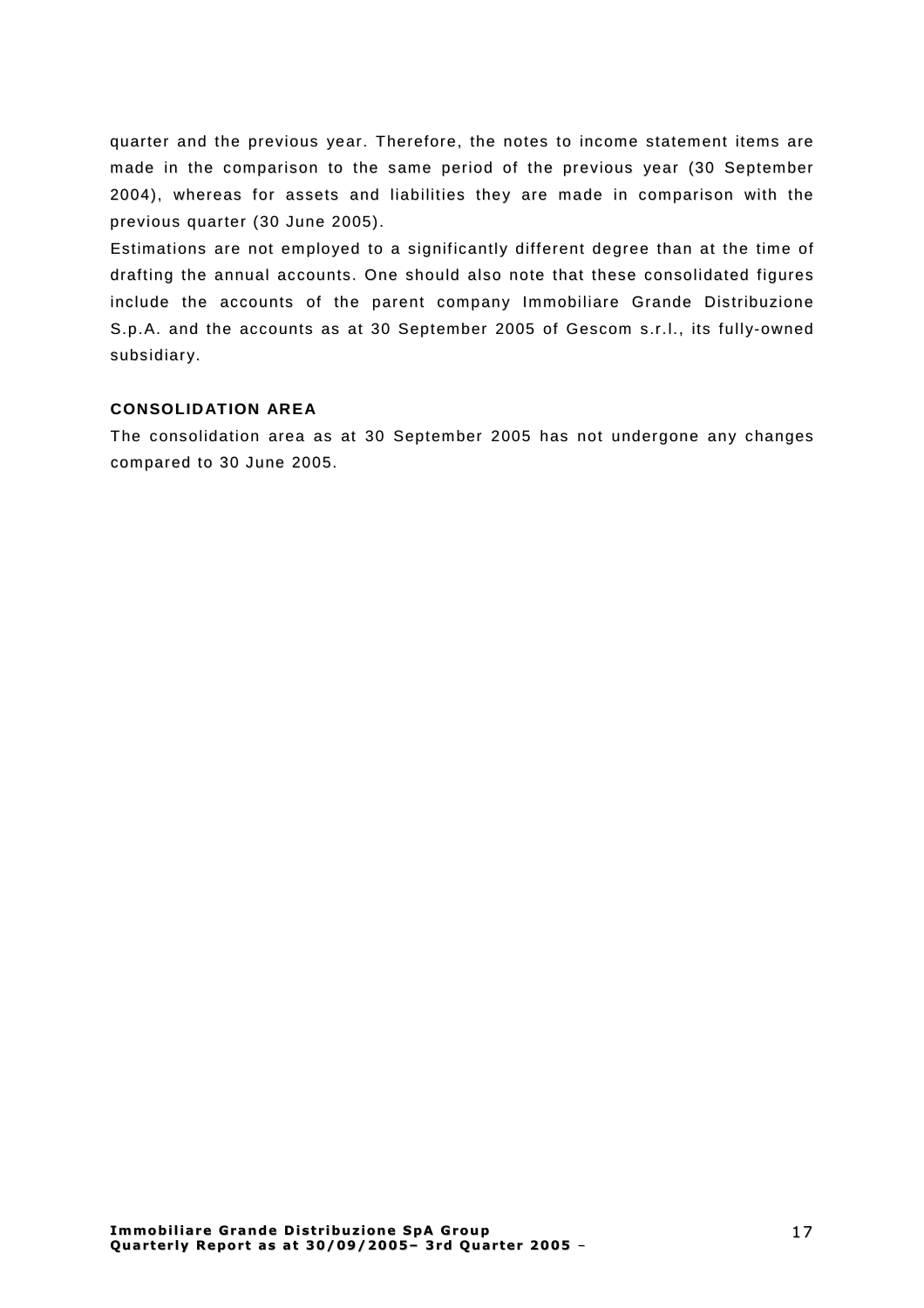quarter and the previous year. Therefore, the notes to income statement items are made in the comparison to the same period of the previous year (30 September 2004), whereas for assets and liabilities they are made in comparison with the previous quarter (30 June 2005).

Estimations are not employed to a significantly different degree than at the time of drafting the annual accounts. One should also note that these consolidated figures include the accounts of the parent company Immobiliare Grande Distribuzione S.p.A. and the accounts as at 30 September 2005 of Gescom s.r.l., its fully-owned subsidiary.

**CONSOLIDATION AREA**

The consolidation area as at 30 September 2005 has not undergone any changes compared to 30 June 2005.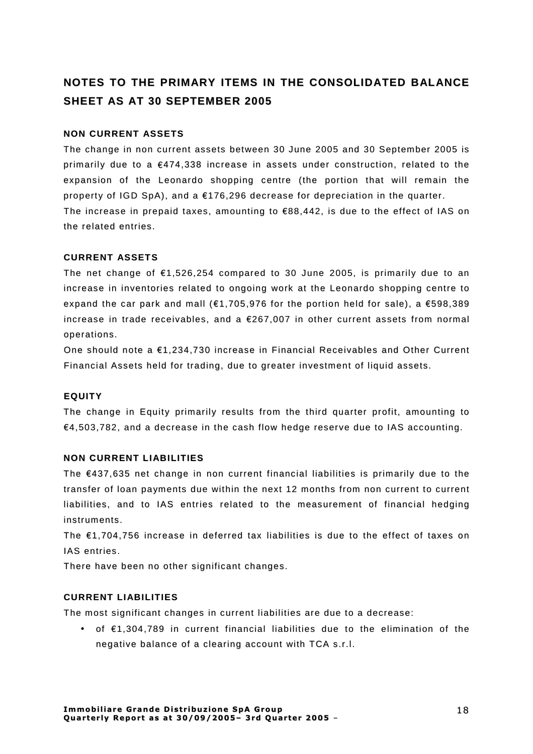## NOTES TO THE PRIMARY ITEMS IN THE CONSOLIDATED BALANCE SHEET AS AT 30 SEPTEMBER 2005

### NON CURRENT ASSETS

The change in non current assets between 30 June 2005 and 30 September 2005 is primarily due to a €474,338 increase in assets under construction, related to the expansion of the Leonardo shopping centre (the portion that will remain the property of IGD SpA), and a €176,296 decrease for depreciation in the quarter.
The increase in prepaid taxes, amounting to €88,442, is due to the effect of IAS on the related entries.

### CURRENT ASSETS

The net change of €1,526,254 compared to 30 June 2005, is primarily due to an increase in inventories related to ongoing work at the Leonardo shopping centre to expand the car park and mall (€1,705,976 for the portion held for sale), a €598,389 increase in trade receivables, and a €267,007 in other current assets from normal operations.
One should note a €1,234,730 increase in Financial Receivables and Other Current Financial Assets held for trading, due to greater investment of liquid assets.

### EQUITY

The change in Equity primarily results from the third quarter profit, amounting to €4,503,782, and a decrease in the cash flow hedge reserve due to IAS accounting.

### NON CURRENT LIABILITIES

The €437,635 net change in non current financial liabilities is primarily due to the transfer of loan payments due within the next 12 months from non current to current liabilities, and to IAS entries related to the measurement of financial hedging instruments.
The €1,704,756 increase in deferred tax liabilities is due to the effect of taxes on IAS entries.
There have been no other significant changes.

### CURRENT LIABILITIES

The most significant changes in current liabilities are due to a decrease:

- of €1,304,789 in current financial liabilities due to the elimination of the negative balance of a clearing account with TCA s.r.l.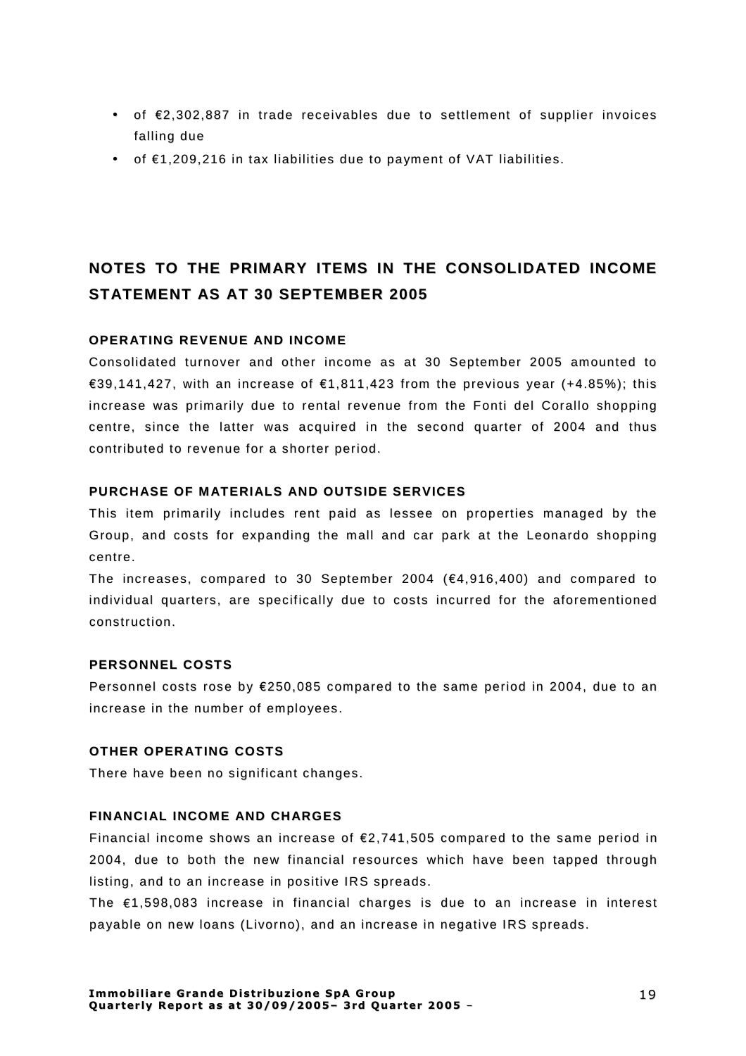- of €2,302,887 in trade receivables due to settlement of supplier invoices falling due
- of €1,209,216 in tax liabilities due to payment of VAT liabilities.

## NOTES TO THE PRIMARY ITEMS IN THE CONSOLIDATED INCOME STATEMENT AS AT 30 SEPTEMBER 2005

### OPERATING REVENUE AND INCOME

Consolidated turnover and other income as at 30 September 2005 amounted to €39,141,427, with an increase of €1,811,423 from the previous year (+4.85%); this increase was primarily due to rental revenue from the Fonti del Corallo shopping centre, since the latter was acquired in the second quarter of 2004 and thus contributed to revenue for a shorter period.

### PURCHASE OF MATERIALS AND OUTSIDE SERVICES

This item primarily includes rent paid as lessee on properties managed by the Group, and costs for expanding the mall and car park at the Leonardo shopping centre.

The increases, compared to 30 September 2004 (€4,916,400) and compared to individual quarters, are specifically due to costs incurred for the aforementioned construction.

### PERSONNEL COSTS

Personnel costs rose by €250,085 compared to the same period in 2004, due to an increase in the number of employees.

### OTHER OPERATING COSTS

There have been no significant changes.

### FINANCIAL INCOME AND CHARGES

Financial income shows an increase of €2,741,505 compared to the same period in 2004, due to both the new financial resources which have been tapped through listing, and to an increase in positive IRS spreads.

The €1,598,083 increase in financial charges is due to an increase in interest payable on new loans (Livorno), and an increase in negative IRS spreads.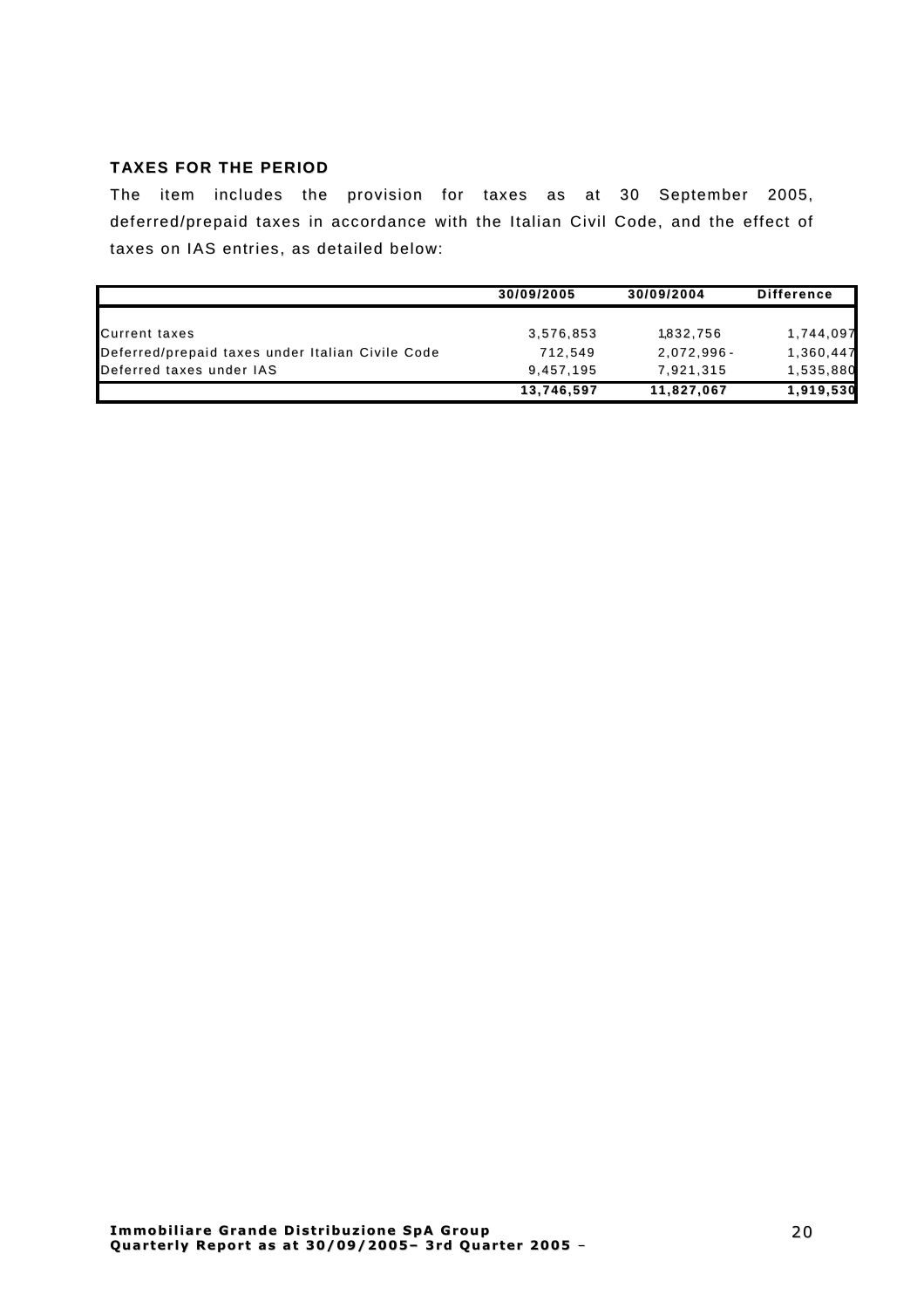### TAXES FOR THE PERIOD

The item includes the provision for taxes as at 30 September 2005, deferred/prepaid taxes in accordance with the Italian Civil Code, and the effect of taxes on IAS entries, as detailed below:

| | 30/09/2005 | 30/09/2004 | Difference |
|---|---|---|---|
| Current taxes | 3,576,853 | 1,832,756 | 1,744,097 |
| Deferred/prepaid taxes under Italian Civile Code | 712,549 | 2,072,996 - | 1,360,447 |
| Deferred taxes under IAS | 9,457,195 | 7,921,315 | 1,535,880 |
| | **13,746,597** | **11,827,067** | **1,919,530** |